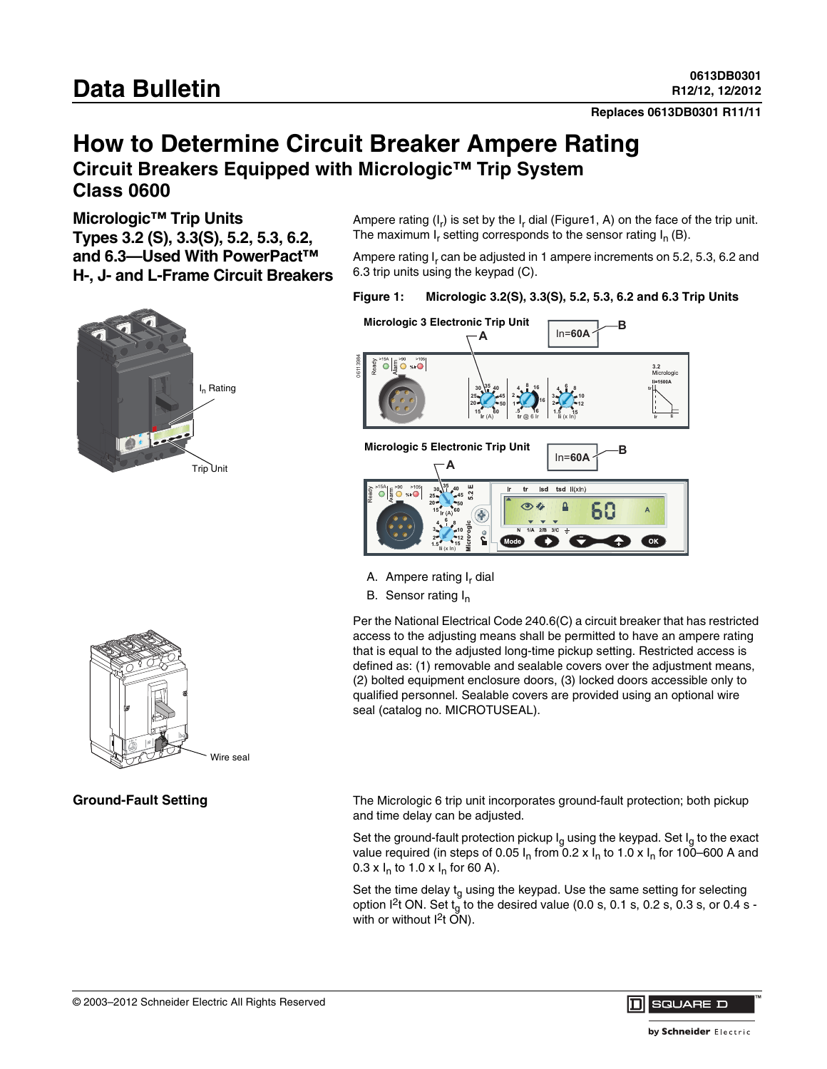# Data Bulletin

0613DB0301
R12/12, 12/2012

Replaces 0613DB0301 R11/11

## How to Determine Circuit Breaker Ampere Rating

### Circuit Breakers Equipped with Micrologic™ Trip System Class 0600

### Micrologic™ Trip Units Types 3.2 (S), 3.3(S), 5.2, 5.3, 6.2, and 6.3—Used With PowerPact™ H-, J- and L-Frame Circuit Breakers

Ampere rating ($I_r$) is set by the $I_r$ dial (Figure1, A) on the face of the trip unit. The maximum $I_r$ setting corresponds to the sensor rating $I_n$ (B).

Ampere rating $I_r$ can be adjusted in 1 ampere increments on 5.2, 5.3, 6.2 and 6.3 trip units using the keypad (C).

**Figure 1: Micrologic 3.2(S), 3.3(S), 5.2, 5.3, 6.2 and 6.3 Trip Units**

A. Ampere rating $I_r$ dial
B. Sensor rating $I_n$

Per the National Electrical Code 240.6(C) a circuit breaker that has restricted access to the adjusting means shall be permitted to have an ampere rating that is equal to the adjusted long-time pickup setting. Restricted access is defined as: (1) removable and sealable covers over the adjustment means, (2) bolted equipment enclosure doors, (3) locked doors accessible only to qualified personnel. Sealable covers are provided using an optional wire seal (catalog no. MICROTUSEAL).

### Ground-Fault Setting

The Micrologic 6 trip unit incorporates ground-fault protection; both pickup and time delay can be adjusted.

Set the ground-fault protection pickup $I_g$ using the keypad. Set $I_g$ to the exact value required (in steps of 0.05 $I_n$ from 0.2 x $I_n$ to 1.0 x $I_n$ for 100–600 A and 0.3 x $I_n$ to 1.0 x $I_n$ for 60 A).

Set the time delay $t_g$ using the keypad. Use the same setting for selecting option $I^2t$ ON. Set $t_g$ to the desired value (0.0 s, 0.1 s, 0.2 s, 0.3 s, or 0.4 s - with or without $I^2t$ ON).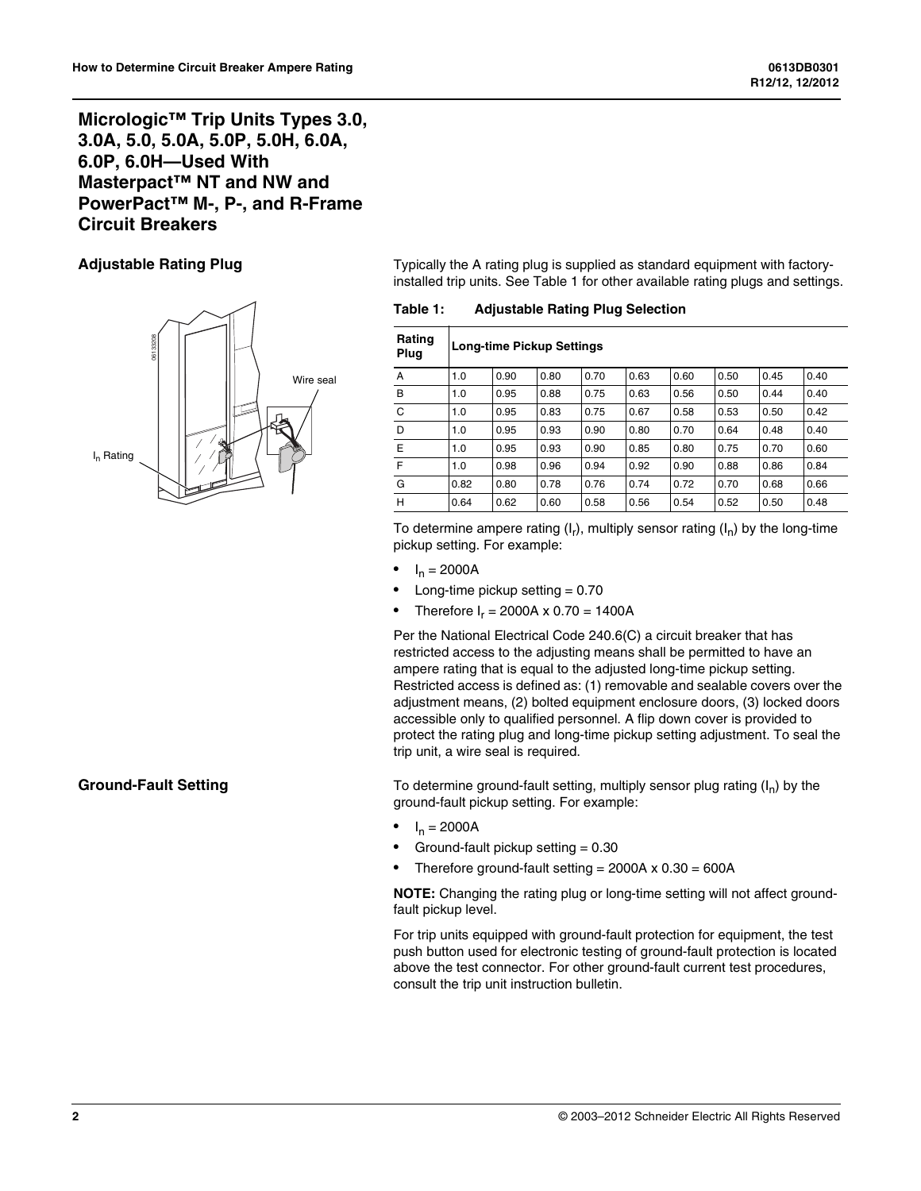# Micrologic™ Trip Units Types 3.0, 3.0A, 5.0, 5.0A, 5.0P, 5.0H, 6.0A, 6.0P, 6.0H—Used With Masterpact™ NT and NW and PowerPact™ M-, P-, and R-Frame Circuit Breakers

## Adjustable Rating Plug

Typically the A rating plug is supplied as standard equipment with factory-installed trip units. See Table 1 for other available rating plugs and settings.

**Table 1: Adjustable Rating Plug Selection**

| Rating Plug | Long-time Pickup Settings | | | | | | | | |
|---|---|---|---|---|---|---|---|---|---|
| A | 1.0 | 0.90 | 0.80 | 0.70 | 0.63 | 0.60 | 0.50 | 0.45 | 0.40 |
| B | 1.0 | 0.95 | 0.88 | 0.75 | 0.63 | 0.56 | 0.50 | 0.44 | 0.40 |
| C | 1.0 | 0.95 | 0.83 | 0.75 | 0.67 | 0.58 | 0.53 | 0.50 | 0.42 |
| D | 1.0 | 0.95 | 0.93 | 0.90 | 0.80 | 0.70 | 0.64 | 0.48 | 0.40 |
| E | 1.0 | 0.95 | 0.93 | 0.90 | 0.85 | 0.80 | 0.75 | 0.70 | 0.60 |
| F | 1.0 | 0.98 | 0.96 | 0.94 | 0.92 | 0.90 | 0.88 | 0.86 | 0.84 |
| G | 0.82 | 0.80 | 0.78 | 0.76 | 0.74 | 0.72 | 0.70 | 0.68 | 0.66 |
| H | 0.64 | 0.62 | 0.60 | 0.58 | 0.56 | 0.54 | 0.52 | 0.50 | 0.48 |

To determine ampere rating ($I_r$), multiply sensor rating ($I_n$) by the long-time pickup setting. For example:

- $I_n$ = 2000A
- Long-time pickup setting = 0.70
- Therefore $I_r$ = 2000A x 0.70 = 1400A

Per the National Electrical Code 240.6(C) a circuit breaker that has restricted access to the adjusting means shall be permitted to have an ampere rating that is equal to the adjusted long-time pickup setting. Restricted access is defined as: (1) removable and sealable covers over the adjustment means, (2) bolted equipment enclosure doors, (3) locked doors accessible only to qualified personnel. A flip down cover is provided to protect the rating plug and long-time pickup setting adjustment. To seal the trip unit, a wire seal is required.

## Ground-Fault Setting

To determine ground-fault setting, multiply sensor plug rating ($I_n$) by the ground-fault pickup setting. For example:

- $I_n$ = 2000A
- Ground-fault pickup setting = 0.30
- Therefore ground-fault setting = 2000A x 0.30 = 600A

**NOTE:** Changing the rating plug or long-time setting will not affect ground-fault pickup level.

For trip units equipped with ground-fault protection for equipment, the test push button used for electronic testing of ground-fault protection is located above the test connector. For other ground-fault current test procedures, consult the trip unit instruction bulletin.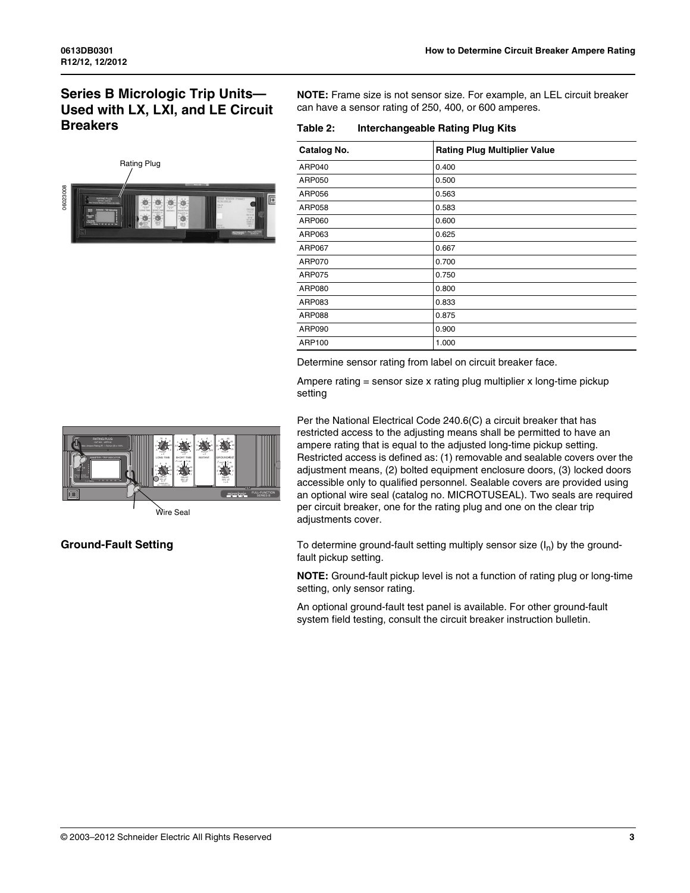## Series B Micrologic Trip Units—Used with LX, LXI, and LE Circuit Breakers

Rating Plug

Wire Seal

**NOTE:** Frame size is not sensor size. For example, an LEL circuit breaker can have a sensor rating of 250, 400, or 600 amperes.

**Table 2: Interchangeable Rating Plug Kits**

| Catalog No. | Rating Plug Multiplier Value |
|---|---|
| ARP040 | 0.400 |
| ARP050 | 0.500 |
| ARP056 | 0.563 |
| ARP058 | 0.583 |
| ARP060 | 0.600 |
| ARP063 | 0.625 |
| ARP067 | 0.667 |
| ARP070 | 0.700 |
| ARP075 | 0.750 |
| ARP080 | 0.800 |
| ARP083 | 0.833 |
| ARP088 | 0.875 |
| ARP090 | 0.900 |
| ARP100 | 1.000 |

Determine sensor rating from label on circuit breaker face.

Ampere rating = sensor size x rating plug multiplier x long-time pickup setting

Per the National Electrical Code 240.6(C) a circuit breaker that has restricted access to the adjusting means shall be permitted to have an ampere rating that is equal to the adjusted long-time pickup setting. Restricted access is defined as: (1) removable and sealable covers over the adjustment means, (2) bolted equipment enclosure doors, (3) locked doors accessible only to qualified personnel. Sealable covers are provided using an optional wire seal (catalog no. MICROTUSEAL). Two seals are required per circuit breaker, one for the rating plug and one on the clear trip adjustments cover.

### Ground-Fault Setting

To determine ground-fault setting multiply sensor size ($I_n$) by the ground-fault pickup setting.

**NOTE:** Ground-fault pickup level is not a function of rating plug or long-time setting, only sensor rating.

An optional ground-fault test panel is available. For other ground-fault system field testing, consult the circuit breaker instruction bulletin.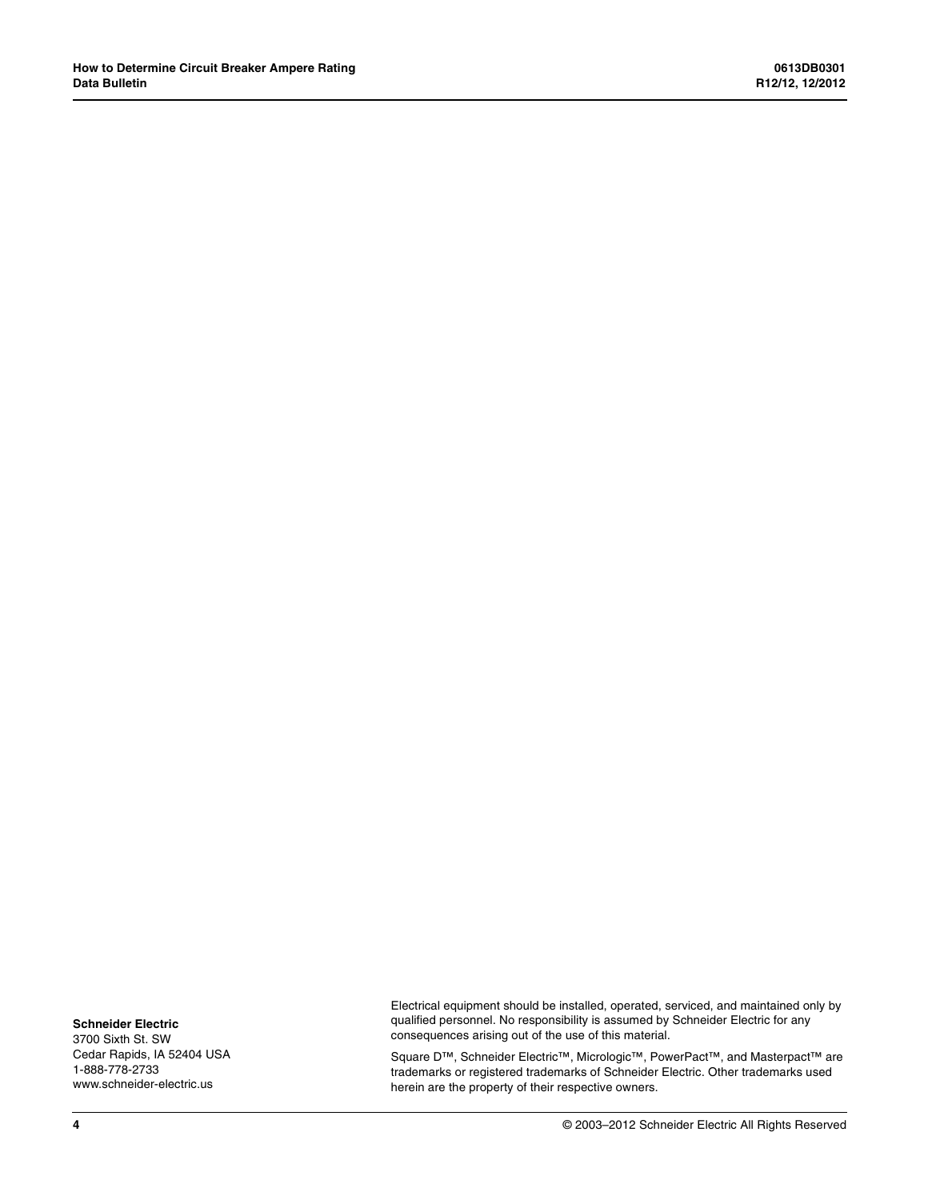**Schneider Electric**
3700 Sixth St. SW
Cedar Rapids, IA 52404 USA
1-888-778-2733
www.schneider-electric.us

Electrical equipment should be installed, operated, serviced, and maintained only by qualified personnel. No responsibility is assumed by Schneider Electric for any consequences arising out of the use of this material.

Square D™, Schneider Electric™, Micrologic™, PowerPact™, and Masterpact™ are trademarks or registered trademarks of Schneider Electric. Other trademarks used herein are the property of their respective owners.

© 2003–2012 Schneider Electric All Rights Reserved